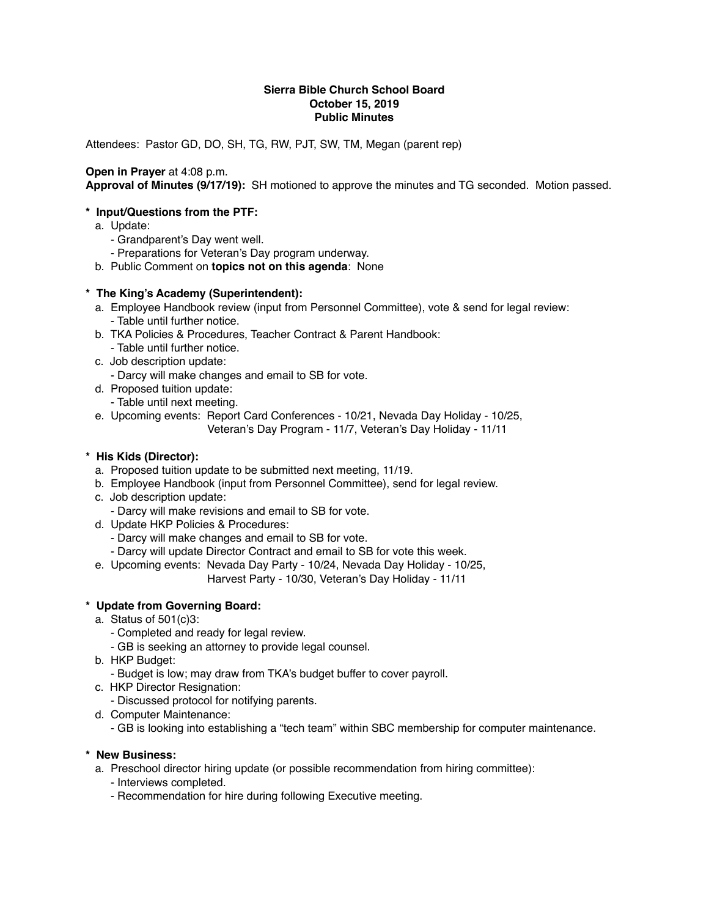**Sierra Bible Church School Board**
**October 15, 2019**
**Public Minutes**

Attendees: Pastor GD, DO, SH, TG, RW, PJT, SW, TM, Megan (parent rep)

**Open in Prayer** at 4:08 p.m.
**Approval of Minutes (9/17/19):** SH motioned to approve the minutes and TG seconded. Motion passed.

**\* Input/Questions from the PTF:**

a. Update:
  - Grandparent's Day went well.
  - Preparations for Veteran's Day program underway.

b. Public Comment on **topics not on this agenda**: None

**\* The King's Academy (Superintendent):**

a. Employee Handbook review (input from Personnel Committee), vote & send for legal review:
  - Table until further notice.

b. TKA Policies & Procedures, Teacher Contract & Parent Handbook:
  - Table until further notice.

c. Job description update:
  - Darcy will make changes and email to SB for vote.

d. Proposed tuition update:
  - Table until next meeting.

e. Upcoming events: Report Card Conferences - 10/21, Nevada Day Holiday - 10/25,
Veteran's Day Program - 11/7, Veteran's Day Holiday - 11/11

**\* His Kids (Director):**

a. Proposed tuition update to be submitted next meeting, 11/19.

b. Employee Handbook (input from Personnel Committee), send for legal review.

c. Job description update:
  - Darcy will make revisions and email to SB for vote.

d. Update HKP Policies & Procedures:
  - Darcy will make changes and email to SB for vote.
  - Darcy will update Director Contract and email to SB for vote this week.

e. Upcoming events: Nevada Day Party - 10/24, Nevada Day Holiday - 10/25,
Harvest Party - 10/30, Veteran's Day Holiday - 11/11

**\* Update from Governing Board:**

a. Status of 501(c)3:
  - Completed and ready for legal review.
  - GB is seeking an attorney to provide legal counsel.

b. HKP Budget:
  - Budget is low; may draw from TKA's budget buffer to cover payroll.

c. HKP Director Resignation:
  - Discussed protocol for notifying parents.

d. Computer Maintenance:
  - GB is looking into establishing a "tech team" within SBC membership for computer maintenance.

**\* New Business:**

a. Preschool director hiring update (or possible recommendation from hiring committee):
  - Interviews completed.
  - Recommendation for hire during following Executive meeting.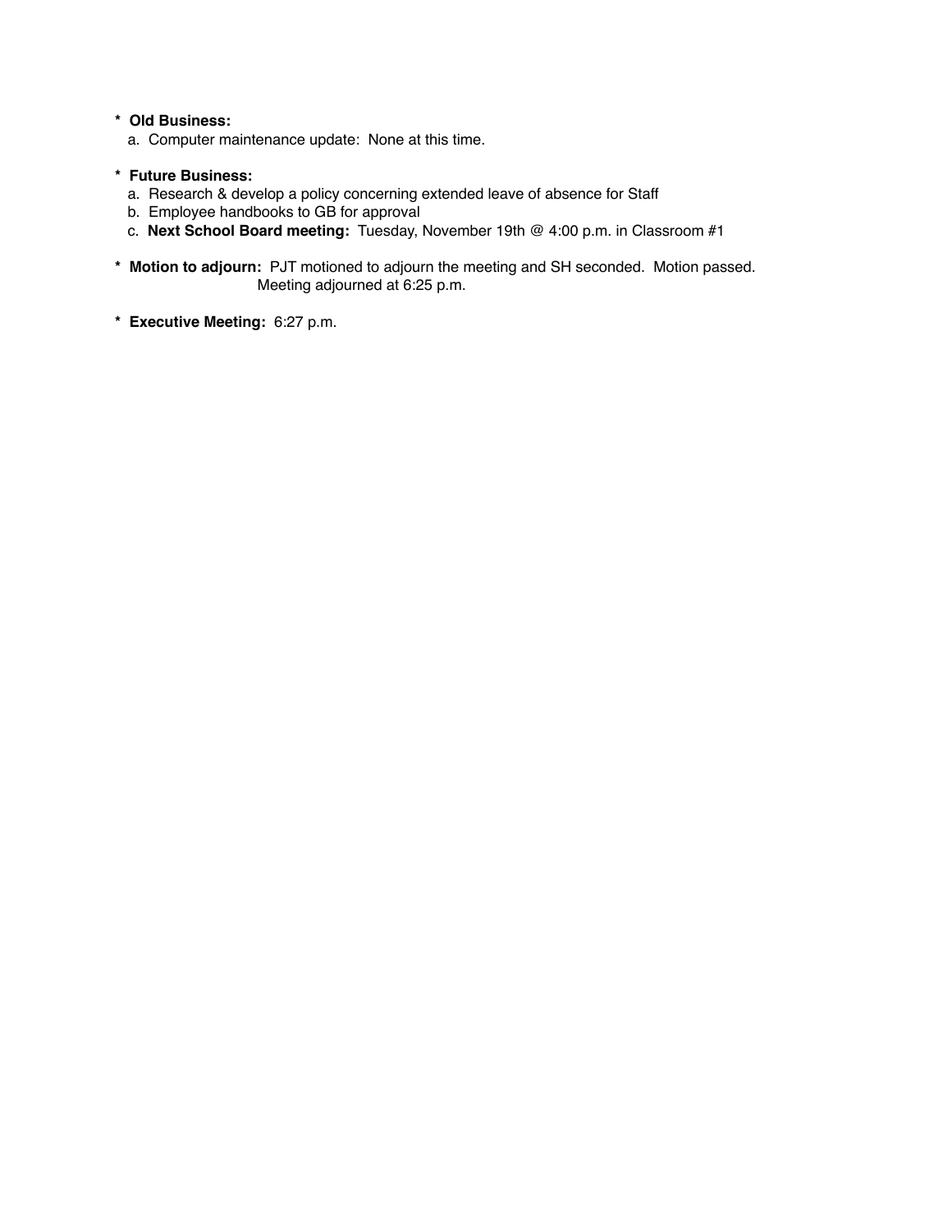* **Old Business:**
  a. Computer maintenance update: None at this time.

* **Future Business:**
  a. Research & develop a policy concerning extended leave of absence for Staff
  b. Employee handbooks to GB for approval
  c. **Next School Board meeting:** Tuesday, November 19th @ 4:00 p.m. in Classroom #1

* **Motion to adjourn:** PJT motioned to adjourn the meeting and SH seconded. Motion passed. Meeting adjourned at 6:25 p.m.

* **Executive Meeting:** 6:27 p.m.